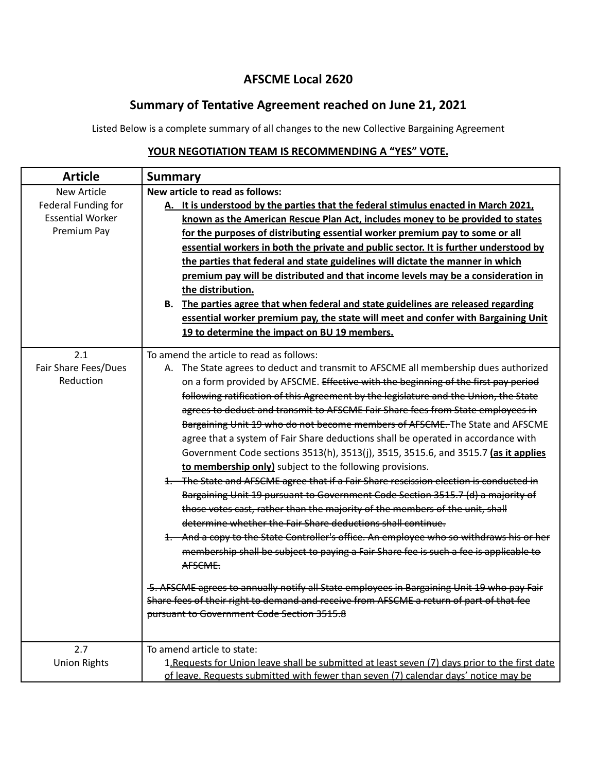# AFSCME Local 2620

## Summary of Tentative Agreement reached on June 21, 2021

Listed Below is a complete summary of all changes to the new Collective Bargaining Agreement

**<u>YOUR NEGOTIATION TEAM IS RECOMMENDING A "YES" VOTE.</u>**

| Article | Summary |
|---|---|
| New Article<br>Federal Funding for Essential Worker Premium Pay | **New article to read as follows:**<br>**<u>A. It is understood by the parties that the federal stimulus enacted in March 2021, known as the American Rescue Plan Act, includes money to be provided to states for the purposes of distributing essential worker premium pay to some or all essential workers in both the private and public sector. It is further understood by the parties that federal and state guidelines will dictate the manner in which premium pay will be distributed and that income levels may be a consideration in the distribution.</u>**<br>**<u>B. The parties agree that when federal and state guidelines are released regarding essential worker premium pay, the state will meet and confer with Bargaining Unit 19 to determine the impact on BU 19 members.</u>** |
| 2.1<br>Fair Share Fees/Dues Reduction | To amend the article to read as follows:<br>A. The State agrees to deduct and transmit to AFSCME all membership dues authorized on a form provided by AFSCME. ~~Effective with the beginning of the first pay period following ratification of this Agreement by the legislature and the Union, the State agrees to deduct and transmit to AFSCME Fair Share fees from State employees in Bargaining Unit 19 who do not become members of AFSCME.~~ The State and AFSCME agree that a system of Fair Share deductions shall be operated in accordance with Government Code sections 3513(h), 3513(j), 3515, 3515.6, and 3515.7 **<u>(as it applies to membership only)</u>** subject to the following provisions.<br>~~1. The State and AFSCME agree that if a Fair Share rescission election is conducted in Bargaining Unit 19 pursuant to Government Code Section 3515.7 (d) a majority of those votes cast, rather than the majority of the members of the unit, shall determine whether the Fair Share deductions shall continue.~~<br>~~1. And a copy to the State Controller's office. An employee who so withdraws his or her membership shall be subject to paying a Fair Share fee is such a fee is applicable to AFSCME.~~<br><br>~~5. AFSCME agrees to annually notify all State employees in Bargaining Unit 19 who pay Fair Share fees of their right to demand and receive from AFSCME a return of part of that fee pursuant to Government Code Section 3515.8~~ |
| 2.7<br>Union Rights | To amend article to state:<br>1.<u>Requests for Union leave shall be submitted at least seven (7) days prior to the first date of leave. Requests submitted with fewer than seven (7) calendar days' notice may be</u> |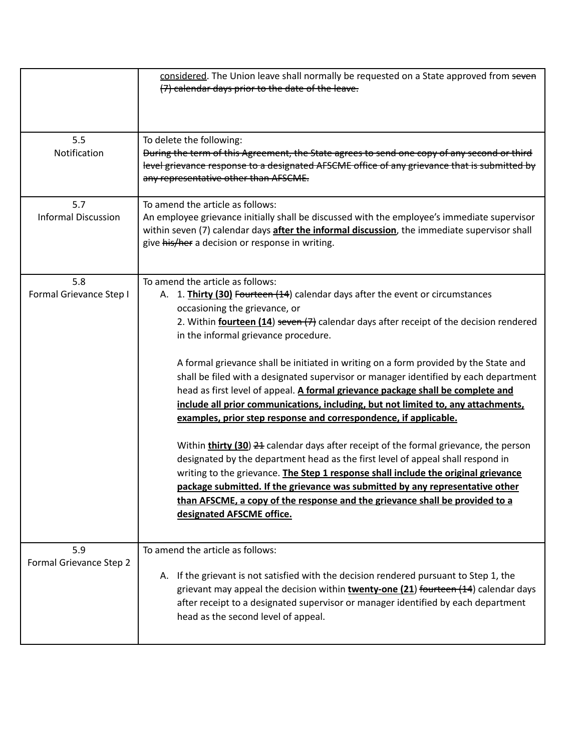| | |
|---|---|
| | <u>considered</u>. The Union leave shall normally be requested on a State approved from ~~seven (7) calendar days prior to the date of the leave.~~ |
| 5.5<br>Notification | To delete the following:<br>~~During the term of this Agreement, the State agrees to send one copy of any second or third level grievance response to a designated AFSCME office of any grievance that is submitted by any representative other than AFSCME.~~ |
| 5.7<br>Informal Discussion | To amend the article as follows:<br>An employee grievance initially shall be discussed with the employee's immediate supervisor within seven (7) calendar days **<u>after the informal discussion</u>**, the immediate supervisor shall give ~~his/her~~ a decision or response in writing. |
| 5.8<br>Formal Grievance Step I | To amend the article as follows:<br>A. 1. **<u>Thirty (30)</u>** ~~Fourteen (14~~) calendar days after the event or circumstances occasioning the grievance, or<br>2. Within **<u>fourteen (14</u>**) ~~seven (7)~~ calendar days after receipt of the decision rendered in the informal grievance procedure.<br><br>A formal grievance shall be initiated in writing on a form provided by the State and shall be filed with a designated supervisor or manager identified by each department head as first level of appeal. **<u>A formal grievance package shall be complete and include all prior communications, including, but not limited to, any attachments, examples, prior step response and correspondence, if applicable.</u>**<br><br>Within **<u>thirty (30</u>**) ~~21~~ calendar days after receipt of the formal grievance, the person designated by the department head as the first level of appeal shall respond in writing to the grievance. **<u>The Step 1 response shall include the original grievance package submitted. If the grievance was submitted by any representative other than AFSCME, a copy of the response and the grievance shall be provided to a designated AFSCME office.</u>** |
| 5.9<br>Formal Grievance Step 2 | To amend the article as follows:<br><br>A. If the grievant is not satisfied with the decision rendered pursuant to Step 1, the grievant may appeal the decision within **<u>twenty-one (21</u>**) ~~fourteen (14~~) calendar days after receipt to a designated supervisor or manager identified by each department head as the second level of appeal. |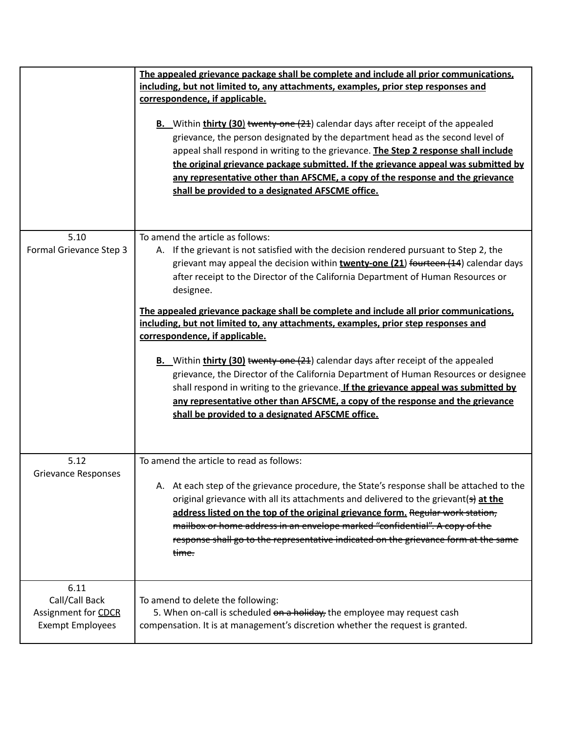| | |
|---|---|
| | **The appealed grievance package shall be complete and include all prior communications, including, but not limited to, any attachments, examples, prior step responses and correspondence, if applicable.**<br><br>**B.** Within **thirty (30**) ~~twenty-one (21~~) calendar days after receipt of the appealed grievance, the person designated by the department head as the second level of appeal shall respond in writing to the grievance. **The Step 2 response shall include the original grievance package submitted. If the grievance appeal was submitted by any representative other than AFSCME, a copy of the response and the grievance shall be provided to a designated AFSCME office.** |
| 5.10<br>Formal Grievance Step 3 | To amend the article as follows:<br>A. If the grievant is not satisfied with the decision rendered pursuant to Step 2, the grievant may appeal the decision within **twenty-one (21**) ~~fourteen (14~~) calendar days after receipt to the Director of the California Department of Human Resources or designee.<br><br>**The appealed grievance package shall be complete and include all prior communications, including, but not limited to, any attachments, examples, prior step responses and correspondence, if applicable.**<br><br>**B.** Within **thirty (30)** ~~twenty-one (21~~) calendar days after receipt of the appealed grievance, the Director of the California Department of Human Resources or designee shall respond in writing to the grievance. **If the grievance appeal was submitted by any representative other than AFSCME, a copy of the response and the grievance shall be provided to a designated AFSCME office.** |
| 5.12<br>Grievance Responses | To amend the article to read as follows:<br><br>A. At each step of the grievance procedure, the State's response shall be attached to the original grievance with all its attachments and delivered to the grievant(~~s~~) **at the address listed on the top of the original grievance form.** ~~Regular work station, mailbox or home address in an envelope marked "confidential". A copy of the response shall go to the representative indicated on the grievance form at the same time.~~ |
| 6.11<br>Call/Call Back Assignment for CDCR Exempt Employees | To amend to delete the following:<br>5. When on-call is scheduled ~~on a holiday,~~ the employee may request cash compensation. It is at management's discretion whether the request is granted. |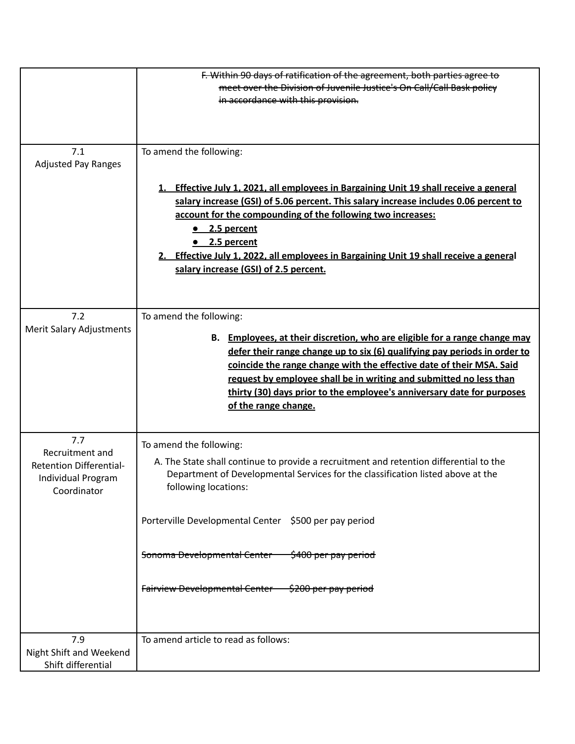| | |
|---|---|
| | ~~F. Within 90 days of ratification of the agreement, both parties agree to meet over the Division of Juvenile Justice's On Call/Call Bask policy in accordance with this provision.~~ |
| 7.1<br>Adjusted Pay Ranges | To amend the following:<br><br>**<u>1. Effective July 1, 2021, all employees in Bargaining Unit 19 shall receive a general salary increase (GSI) of 5.06 percent. This salary increase includes 0.06 percent to account for the compounding of the following two increases:</u>**<br>**<u>● 2.5 percent</u>**<br>**<u>● 2.5 percent</u>**<br>**<u>2. Effective July 1, 2022, all employees in Bargaining Unit 19 shall receive a general salary increase (GSI) of 2.5 percent.</u>** |
| 7.2<br>Merit Salary Adjustments | To amend the following:<br><br>**B. <u>Employees, at their discretion, who are eligible for a range change may defer their range change up to six (6) qualifying pay periods in order to coincide the range change with the effective date of their MSA. Said request by employee shall be in writing and submitted no less than thirty (30) days prior to the employee's anniversary date for purposes of the range change.</u>** |
| 7.7<br>Recruitment and Retention Differential-Individual Program Coordinator | To amend the following:<br>A. The State shall continue to provide a recruitment and retention differential to the Department of Developmental Services for the classification listed above at the following locations:<br><br>Porterville Developmental Center $500 per pay period<br><br>~~Sonoma Developmental Center $400 per pay period~~<br><br>~~Fairview Developmental Center $200 per pay period~~ |
| 7.9<br>Night Shift and Weekend Shift differential | To amend article to read as follows: |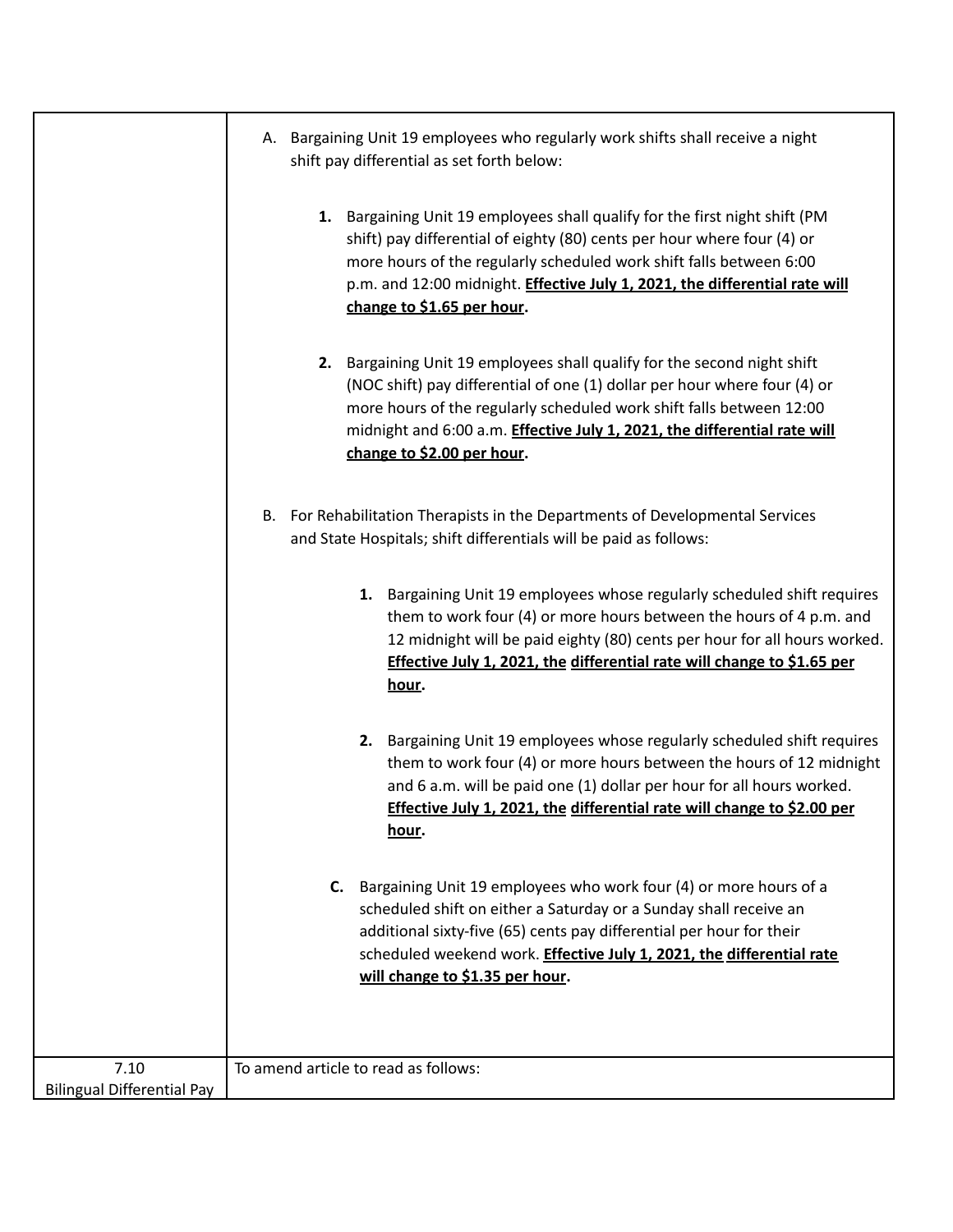|  |  |
|---|---|
|  | A. Bargaining Unit 19 employees who regularly work shifts shall receive a night shift pay differential as set forth below:<br><br>**1.** Bargaining Unit 19 employees shall qualify for the first night shift (PM shift) pay differential of eighty (80) cents per hour where four (4) or more hours of the regularly scheduled work shift falls between 6:00 p.m. and 12:00 midnight. **<u>Effective July 1, 2021, the differential rate will change to $1.65 per hour</u>.**<br><br>**2.** Bargaining Unit 19 employees shall qualify for the second night shift (NOC shift) pay differential of one (1) dollar per hour where four (4) or more hours of the regularly scheduled work shift falls between 12:00 midnight and 6:00 a.m. **<u>Effective July 1, 2021, the differential rate will change to $2.00 per hour</u>.**<br><br>B. For Rehabilitation Therapists in the Departments of Developmental Services and State Hospitals; shift differentials will be paid as follows:<br><br>**1.** Bargaining Unit 19 employees whose regularly scheduled shift requires them to work four (4) or more hours between the hours of 4 p.m. and 12 midnight will be paid eighty (80) cents per hour for all hours worked. **<u>Effective July 1, 2021, the differential rate will change to $1.65 per hour</u>.**<br><br>**2.** Bargaining Unit 19 employees whose regularly scheduled shift requires them to work four (4) or more hours between the hours of 12 midnight and 6 a.m. will be paid one (1) dollar per hour for all hours worked. **<u>Effective July 1, 2021, the differential rate will change to $2.00 per hour</u>.**<br><br>**C.** Bargaining Unit 19 employees who work four (4) or more hours of a scheduled shift on either a Saturday or a Sunday shall receive an additional sixty-five (65) cents pay differential per hour for their scheduled weekend work. **<u>Effective July 1, 2021, the differential rate will change to $1.35 per hour</u>.** |
| 7.10<br>Bilingual Differential Pay | To amend article to read as follows: |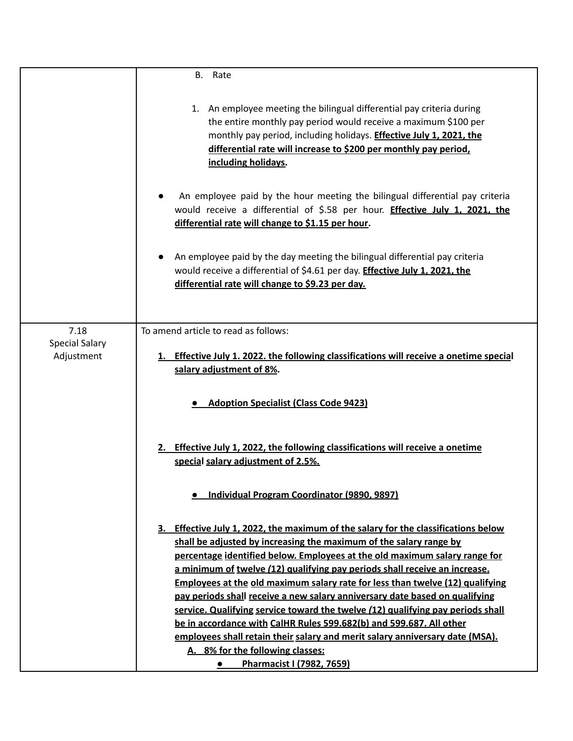| | |
|---|---|
| | B. Rate<br><br>1. An employee meeting the bilingual differential pay criteria during the entire monthly pay period would receive a maximum $100 per monthly pay period, including holidays. **<u>Effective July 1, 2021, the differential rate will increase to $200 per monthly pay period, including holidays</u>.**<br><br>● An employee paid by the hour meeting the bilingual differential pay criteria would receive a differential of $.58 per hour. **<u>Effective July 1, 2021, the differential rate will change to $1.15 per hour</u>.**<br><br>● An employee paid by the day meeting the bilingual differential pay criteria would receive a differential of $4.61 per day. **<u>Effective July 1, 2021, the differential rate will change to $9.23 per day.</u>** |
| 7.18<br>Special Salary Adjustment | To amend article to read as follows:<br><br>**<u>1. Effective July 1. 2022. the following classifications will receive a onetime special salary adjustment of 8%</u>.**<br><br>**<u>● Adoption Specialist (Class Code 9423)</u>**<br><br>**<u>2. Effective July 1, 2022, the following classifications will receive a onetime special salary adjustment of 2.5%.</u>**<br><br>**<u>● Individual Program Coordinator (9890, 9897)</u>**<br><br>**<u>3. Effective July 1, 2022, the maximum of the salary for the classifications below shall be adjusted by increasing the maximum of the salary range by percentage identified below. Employees at the old maximum salary range for a minimum of twelve (12) qualifying pay periods shall receive an increase. Employees at the old maximum salary rate for less than twelve (12) qualifying pay periods shall receive a new salary anniversary date based on qualifying service. Qualifying service toward the twelve (12) qualifying pay periods shall be in accordance with CalHR Rules 599.682(b) and 599.687. All other employees shall retain their salary and merit salary anniversary date (MSA).</u>**<br>**<u>A. 8% for the following classes:</u>**<br>**<u>● Pharmacist I (7982, 7659)</u>** |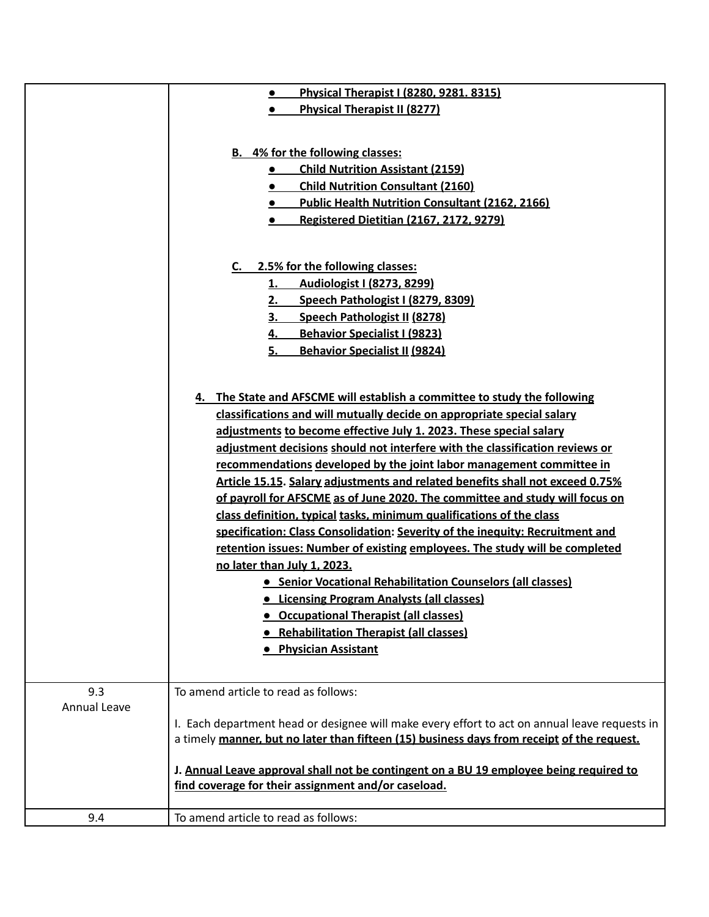| | |
|---|---|
| | <ul><li>**<u>Physical Therapist I (8280, 9281. 8315)</u>**</li><li>**<u>Physical Therapist II (8277)</u>**</li></ul><br>**<u>B. 4% for the following classes:</u>**<ul><li>**<u>Child Nutrition Assistant (2159)</u>**</li><li>**<u>Child Nutrition Consultant (2160)</u>**</li><li>**<u>Public Health Nutrition Consultant (2162, 2166)</u>**</li><li>**<u>Registered Dietitian (2167, 2172, 9279)</u>**</li></ul><br>**<u>C. 2.5% for the following classes:</u>**<br>**<u>1. Audiologist I (8273, 8299)</u>**<br>**<u>2. Speech Pathologist I (8279, 8309)</u>**<br>**<u>3. Speech Pathologist II (8278)</u>**<br>**<u>4. Behavior Specialist I (9823)</u>**<br>**<u>5. Behavior Specialist II (9824)</u>**<br><br>**<u>4. The State and AFSCME will establish a committee to study the following classifications and will mutually decide on appropriate special salary adjustments to become effective July 1. 2023. These special salary adjustment decisions should not interfere with the classification reviews or recommendations developed by the joint labor management committee in Article 15.15. Salary adjustments and related benefits shall not exceed 0.75% of payroll for AFSCME as of June 2020. The committee and study will focus on class definition, typical tasks, minimum qualifications of the class specification: Class Consolidation: Severity of the inequity: Recruitment and retention issues: Number of existing employees. The study will be completed no later than July 1, 2023.</u>**<ul><li>**<u>Senior Vocational Rehabilitation Counselors (all classes)</u>**</li><li>**<u>Licensing Program Analysts (all classes)</u>**</li><li>**<u>Occupational Therapist (all classes)</u>**</li><li>**<u>Rehabilitation Therapist (all classes)</u>**</li><li>**<u>Physician Assistant</u>**</li></ul> |
| 9.3<br>Annual Leave | To amend article to read as follows:<br><br>I. Each department head or designee will make every effort to act on annual leave requests in a timely **<u>manner, but no later than fifteen (15) business days from receipt</u>** **<u>of the request.</u>**<br><br>**J. <u>Annual Leave approval shall not be contingent on a BU 19 employee being required to find coverage for their assignment and/or caseload.</u>** |
| 9.4 | To amend article to read as follows: |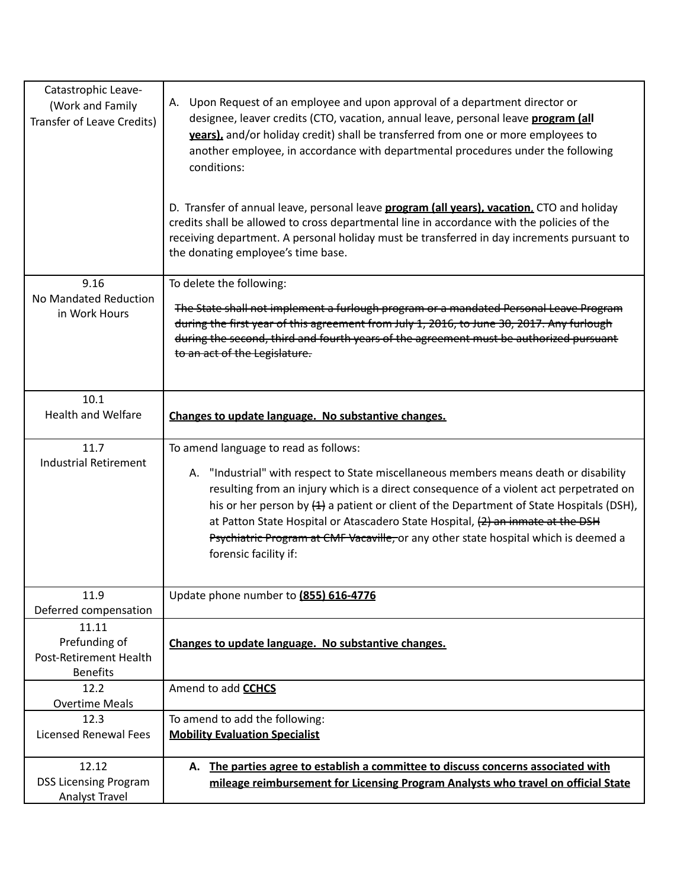| | |
|---|---|
| Catastrophic Leave- (Work and Family Transfer of Leave Credits) | A. Upon Request of an employee and upon approval of a department director or designee, leaver credits (CTO, vacation, annual leave, personal leave <u>**program (all years),**</u> and/or holiday credit) shall be transferred from one or more employees to another employee, in accordance with departmental procedures under the following conditions:<br><br>D. Transfer of annual leave, personal leave <u>**program (all years), vacation**</u>, CTO and holiday credits shall be allowed to cross departmental line in accordance with the policies of the receiving department. A personal holiday must be transferred in day increments pursuant to the donating employee's time base. |
| 9.16<br>No Mandated Reduction in Work Hours | To delete the following:<br><br>~~The State shall not implement a furlough program or a mandated Personal Leave Program during the first year of this agreement from July 1, 2016, to June 30, 2017. Any furlough during the second, third and fourth years of the agreement must be authorized pursuant to an act of the Legislature.~~ |
| 10.1<br>Health and Welfare | <u>**Changes to update language. No substantive changes.**</u> |
| 11.7<br>Industrial Retirement | To amend language to read as follows:<br><br>A. "Industrial" with respect to State miscellaneous members means death or disability resulting from an injury which is a direct consequence of a violent act perpetrated on his or her person by ~~(1)~~ a patient or client of the Department of State Hospitals (DSH), at Patton State Hospital or Atascadero State Hospital, ~~(2) an inmate at the DSH Psychiatric Program at CMF Vacaville,~~ or any other state hospital which is deemed a forensic facility if: |
| 11.9<br>Deferred compensation | Update phone number to <u>**(855) 616-4776**</u> |
| 11.11<br>Prefunding of Post-Retirement Health Benefits | <u>**Changes to update language. No substantive changes.**</u> |
| 12.2<br>Overtime Meals | Amend to add <u>**CCHCS**</u> |
| 12.3<br>Licensed Renewal Fees | To amend to add the following:<br><u>**Mobility Evaluation Specialist**</u> |
| 12.12<br>DSS Licensing Program Analyst Travel | <u>**A. The parties agree to establish a committee to discuss concerns associated with mileage reimbursement for Licensing Program Analysts who travel on official State**</u> |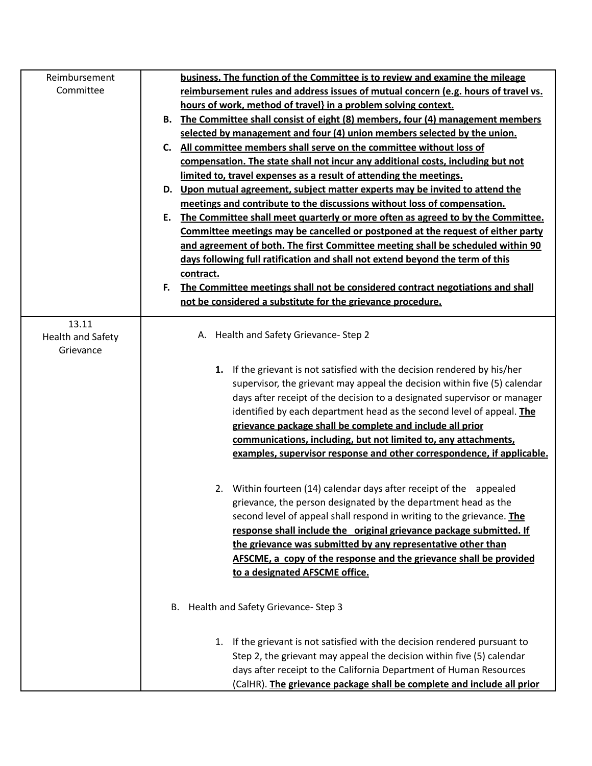| | |
|---|---|
| Reimbursement Committee | **<u>business. The function of the Committee is to review and examine the mileage reimbursement rules and address issues of mutual concern (e.g. hours of travel vs. hours of work, method of travel} in a problem solving context.</u>**<br>**B. <u>The Committee shall consist of eight (8) members, four (4) management members selected by management and four (4) union members selected by the union.</u>**<br>**C. <u>All committee members shall serve on the committee without loss of compensation. The state shall not incur any additional costs, including but not limited to, travel expenses as a result of attending the meetings.</u>**<br>**D. <u>Upon mutual agreement, subject matter experts may be invited to attend the meetings and contribute to the discussions without loss of compensation.</u>**<br>**E. <u>The Committee shall meet quarterly or more often as agreed to by the Committee. Committee meetings may be cancelled or postponed at the request of either party and agreement of both. The first Committee meeting shall be scheduled within 90 days following full ratification and shall not extend beyond the term of this contract.</u>**<br>**F. <u>The Committee meetings shall not be considered contract negotiations and shall not be considered a substitute for the grievance procedure.</u>** |
| 13.11 Health and Safety Grievance | A. Health and Safety Grievance- Step 2<br><br>**1.** If the grievant is not satisfied with the decision rendered by his/her supervisor, the grievant may appeal the decision within five (5) calendar days after receipt of the decision to a designated supervisor or manager identified by each department head as the second level of appeal. **<u>The grievance package shall be complete and include all prior communications, including, but not limited to, any attachments, examples, supervisor response and other correspondence, if applicable.</u>**<br><br>2. Within fourteen (14) calendar days after receipt of the appealed grievance, the person designated by the department head as the second level of appeal shall respond in writing to the grievance. **<u>The response shall include the original grievance package submitted. If the grievance was submitted by any representative other than AFSCME, a copy of the response and the grievance shall be provided to a designated AFSCME office.</u>**<br><br>B. Health and Safety Grievance- Step 3<br><br>1. If the grievant is not satisfied with the decision rendered pursuant to Step 2, the grievant may appeal the decision within five (5) calendar days after receipt to the California Department of Human Resources (CalHR). **<u>The grievance package shall be complete and include all prior</u>** |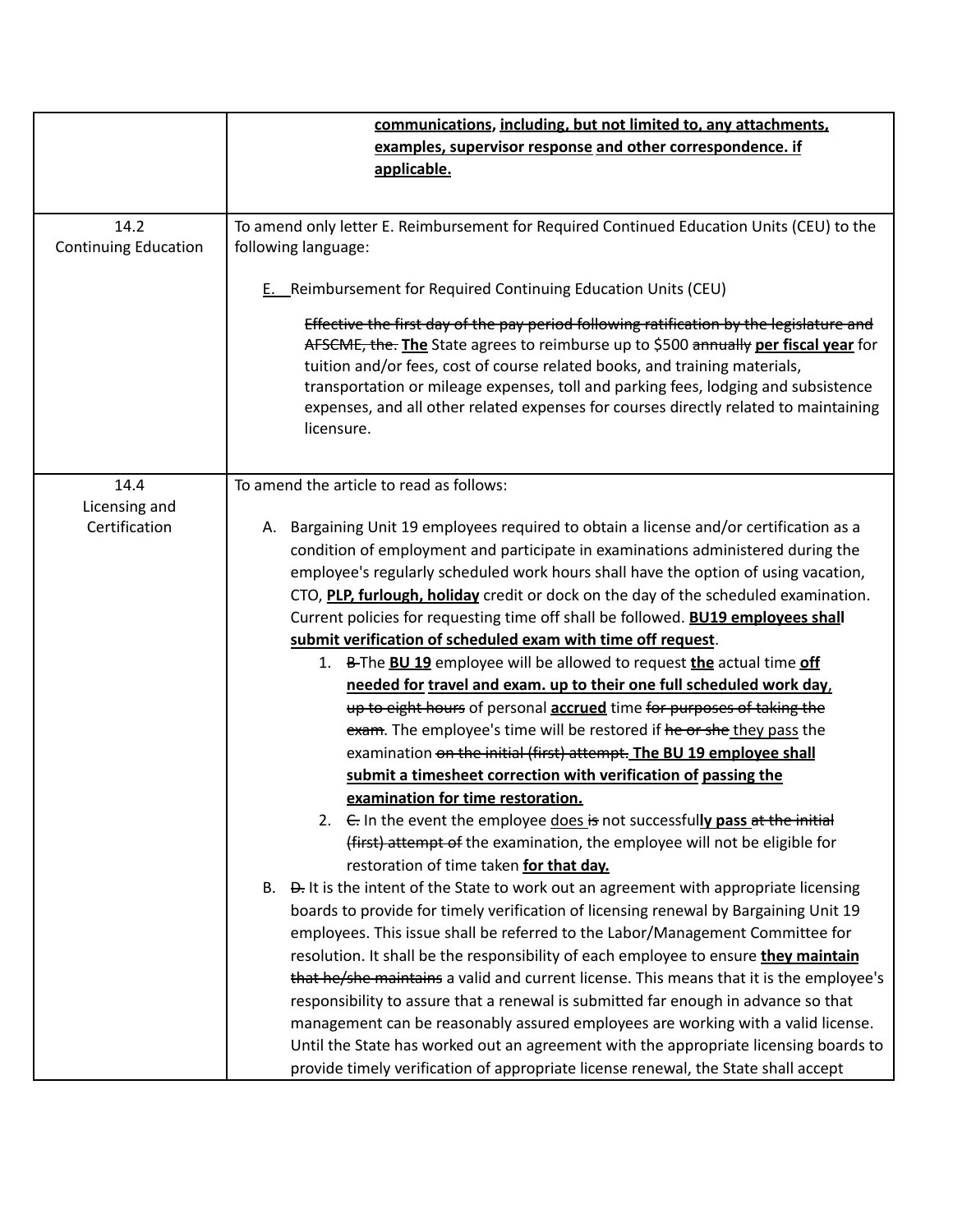| | |
|---|---|
| | **communications**, **including, but not limited to, any attachments, examples, supervisor response** **and other correspondence. if applicable.** |
| 14.2<br>Continuing Education | To amend only letter E. Reimbursement for Required Continued Education Units (CEU) to the following language:<br><br><u>E.</u> Reimbursement for Required Continuing Education Units (CEU)<br><br>~~Effective the first day of the pay period following ratification by the legislature and AFSCME, the.~~ **The** State agrees to reimburse up to $500 ~~annually~~ **per fiscal year** for tuition and/or fees, cost of course related books, and training materials, transportation or mileage expenses, toll and parking fees, lodging and subsistence expenses, and all other related expenses for courses directly related to maintaining licensure. |
| 14.4<br>Licensing and Certification | To amend the article to read as follows:<br><br>A. Bargaining Unit 19 employees required to obtain a license and/or certification as a condition of employment and participate in examinations administered during the employee's regularly scheduled work hours shall have the option of using vacation, CTO, **PLP, furlough, holiday** credit or dock on the day of the scheduled examination. Current policies for requesting time off shall be followed. **BU19 employees shall submit verification of scheduled exam with time off request**.<br>1. ~~B~~ The **BU 19** employee will be allowed to request **the** actual time **off needed for** **travel and exam. up to their one full scheduled work day**, ~~up to eight hours~~ of personal **accrued** time ~~for purposes of taking the exam~~. The employee's time will be restored if ~~he or she~~ <u>they</u> pass the examination ~~on the initial (first) attempt.~~ **The BU 19 employee shall submit a timesheet correction with verification of** **passing the examination for time restoration.**<br>2. ~~C.~~ In the event the employee <u>does</u> ~~is~~ not successful**ly pass** ~~at the initial (first) attempt of~~ the examination, the employee will not be eligible for restoration of time taken **for that day.**<br>B. ~~D.~~ It is the intent of the State to work out an agreement with appropriate licensing boards to provide for timely verification of licensing renewal by Bargaining Unit 19 employees. This issue shall be referred to the Labor/Management Committee for resolution. It shall be the responsibility of each employee to ensure **they maintain** ~~that he/she maintains~~ a valid and current license. This means that it is the employee's responsibility to assure that a renewal is submitted far enough in advance so that management can be reasonably assured employees are working with a valid license. Until the State has worked out an agreement with the appropriate licensing boards to provide timely verification of appropriate license renewal, the State shall accept |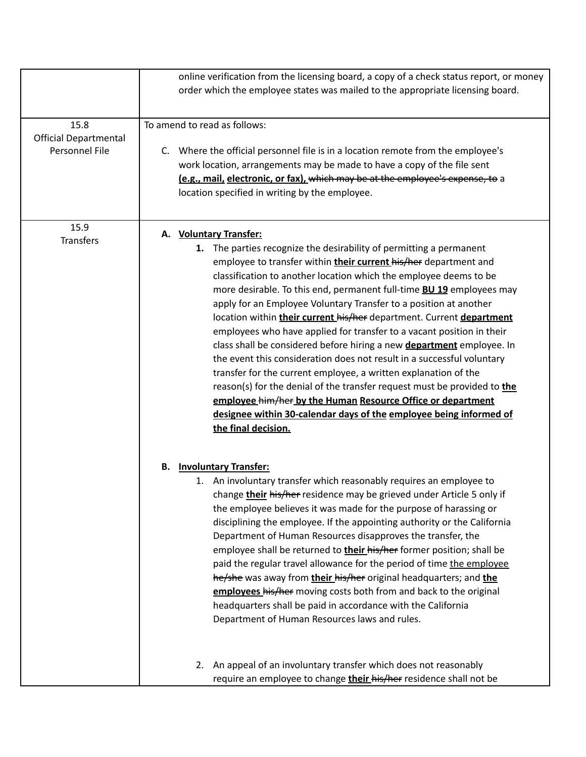| | |
|---|---|
| | online verification from the licensing board, a copy of a check status report, or money order which the employee states was mailed to the appropriate licensing board. |
| 15.8<br>Official Departmental Personnel File | To amend to read as follows:<br><br>C. Where the official personnel file is in a location remote from the employee's work location, arrangements may be made to have a copy of the file sent **(e.g., mail, electronic, or fax),** ~~which may be at the employee's expense, to~~ a location specified in writing by the employee. |
| 15.9<br>Transfers | **A. Voluntary Transfer:**<br>**1.** The parties recognize the desirability of permitting a permanent employee to transfer within **their current** ~~his/her~~ department and classification to another location which the employee deems to be more desirable. To this end, permanent full-time **BU 19** employees may apply for an Employee Voluntary Transfer to a position at another location within **their current** ~~his/her~~ department. Current **department** employees who have applied for transfer to a vacant position in their class shall be considered before hiring a new **department** employee. In the event this consideration does not result in a successful voluntary transfer for the current employee, a written explanation of the reason(s) for the denial of the transfer request must be provided to **the employee** ~~him/her~~ **by the Human Resource Office or department designee within 30-calendar days of the employee being informed of the final decision.**<br><br>**B. Involuntary Transfer:**<br>1. An involuntary transfer which reasonably requires an employee to change **their** ~~his/her~~ residence may be grieved under Article 5 only if the employee believes it was made for the purpose of harassing or disciplining the employee. If the appointing authority or the California Department of Human Resources disapproves the transfer, the employee shall be returned to **their** ~~his/her~~ former position; shall be paid the regular travel allowance for the period of time the employee ~~he/she~~ was away from **their** ~~his/her~~ original headquarters; and **the employees** ~~his/her~~ moving costs both from and back to the original headquarters shall be paid in accordance with the California Department of Human Resources laws and rules.<br><br>2. An appeal of an involuntary transfer which does not reasonably require an employee to change **their** ~~his/her~~ residence shall not be |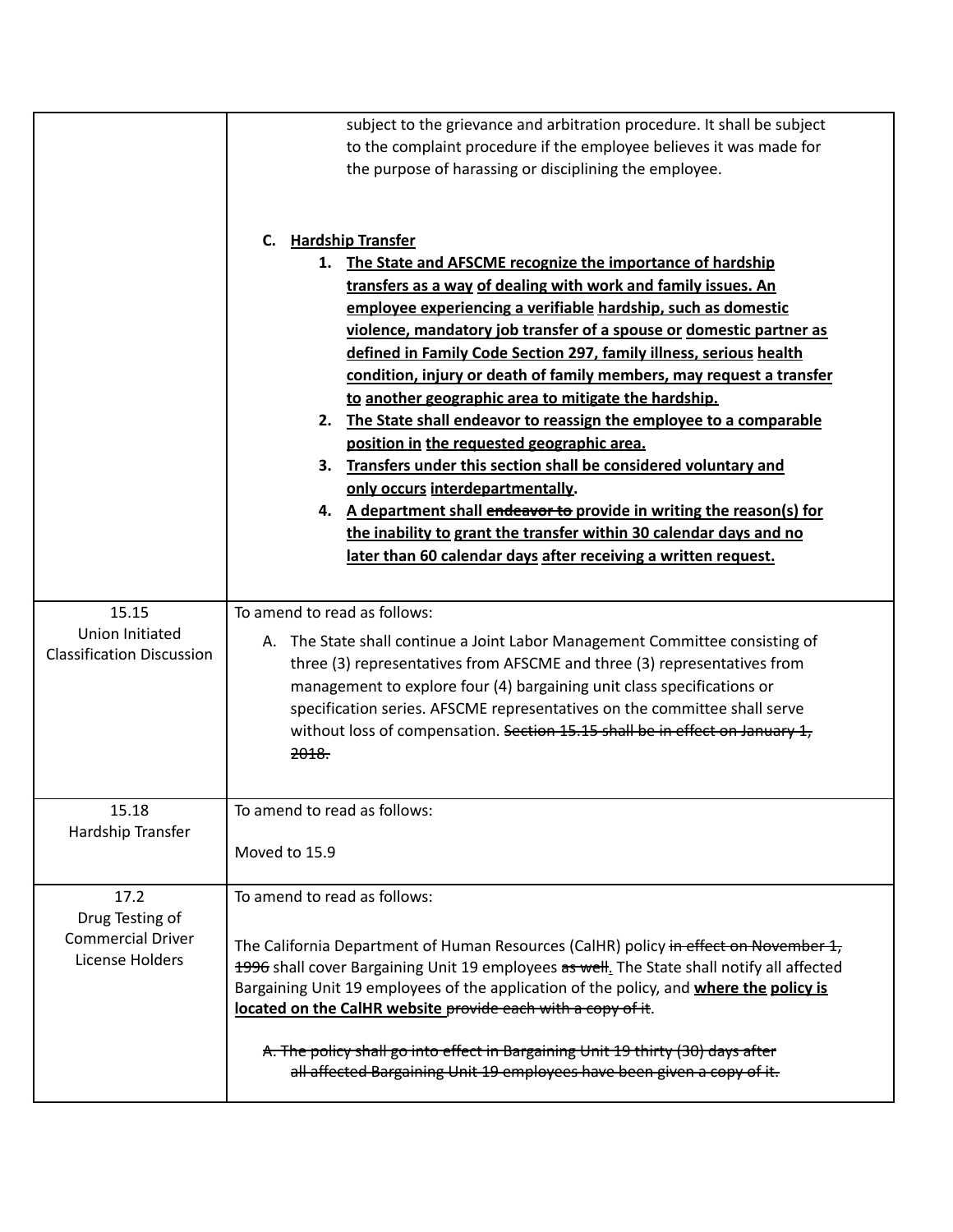| | |
|---|---|
| | subject to the grievance and arbitration procedure. It shall be subject to the complaint procedure if the employee believes it was made for the purpose of harassing or disciplining the employee.<br><br>**C. <u>Hardship Transfer</u>**<br>1. **<u>The State and AFSCME recognize the importance of hardship transfers as a way of dealing with work and family issues. An employee experiencing a verifiable hardship, such as domestic violence, mandatory job transfer of a spouse or domestic partner as defined in Family Code Section 297, family illness, serious health condition, injury or death of family members, may request a transfer to another geographic area to mitigate the hardship.</u>**<br>2. **<u>The State shall endeavor to reassign the employee to a comparable position in the requested geographic area.</u>**<br>3. **<u>Transfers under this section shall be considered voluntary and only occurs interdepartmentally</u>.**<br>4. **<u>A department shall ~~endeavor to~~ provide in writing the reason(s) for the inability to grant the transfer within 30 calendar days and no later than 60 calendar days after receiving a written request.</u>** |
| 15.15<br>Union Initiated Classification Discussion | To amend to read as follows:<br><br>A. The State shall continue a Joint Labor Management Committee consisting of three (3) representatives from AFSCME and three (3) representatives from management to explore four (4) bargaining unit class specifications or specification series. AFSCME representatives on the committee shall serve without loss of compensation. ~~Section 15.15 shall be in effect on January 1, 2018.~~ |
| 15.18<br>Hardship Transfer | To amend to read as follows:<br><br>Moved to 15.9 |
| 17.2<br>Drug Testing of Commercial Driver License Holders | To amend to read as follows:<br><br>The California Department of Human Resources (CalHR) policy ~~in effect on November 1, 1996~~ shall cover Bargaining Unit 19 employees ~~as well~~. The State shall notify all affected Bargaining Unit 19 employees of the application of the policy, and **<u>where the policy is located on the CalHR website</u>** ~~provide each with a copy of it~~.<br><br>~~A. The policy shall go into effect in Bargaining Unit 19 thirty (30) days after all affected Bargaining Unit 19 employees have been given a copy of it.~~ |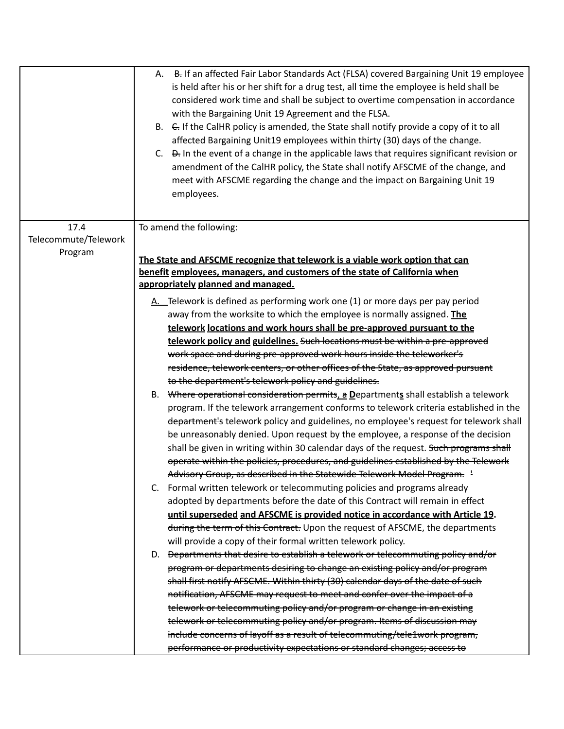| | |
|---|---|
| | A. ~~B.~~ If an affected Fair Labor Standards Act (FLSA) covered Bargaining Unit 19 employee is held after his or her shift for a drug test, all time the employee is held shall be considered work time and shall be subject to overtime compensation in accordance with the Bargaining Unit 19 Agreement and the FLSA.<br>B. ~~C.~~ If the CalHR policy is amended, the State shall notify provide a copy of it to all affected Bargaining Unit19 employees within thirty (30) days of the change.<br>C. ~~D.~~ In the event of a change in the applicable laws that requires significant revision or amendment of the CalHR policy, the State shall notify AFSCME of the change, and meet with AFSCME regarding the change and the impact on Bargaining Unit 19 employees. |
| 17.4 Telecommute/Telework Program | To amend the following:<br><br>**<u>The State and AFSCME recognize that telework is a viable work option that can benefit employees, managers, and customers of the state of California when appropriately planned and managed.</u>**<br><br><u>A.</u> Telework is defined as performing work one (1) or more days per pay period away from the worksite to which the employee is normally assigned. **<u>The telework locations and work hours shall be pre-approved pursuant to the telework policy and guidelines.</u>** ~~Such locations must be within a pre-approved work space and during pre-approved work hours inside the teleworker's residence, telework centers, or other offices of the State, as approved pursuant to the department's telework policy and guidelines.~~<br>B. ~~Where operational consideration permits~~<u>, a</u> **<u>D</u>**epartment**<u>s</u>** shall establish a telework program. If the telework arrangement conforms to telework criteria established in the ~~department's~~ telework policy and guidelines, no employee's request for telework shall be unreasonably denied. Upon request by the employee, a response of the decision shall be given in writing within 30 calendar days of the request. ~~Such programs shall operate within the policies, procedures, and guidelines established by the Telework Advisory Group, as described in the Statewide Telework Model Program.~~ ~~[1]~~<br>C. Formal written telework or telecommuting policies and programs already adopted by departments before the date of this Contract will remain in effect **<u>until superseded and AFSCME is provided notice in accordance with Article 19</u>**. ~~during the term of this Contract.~~ Upon the request of AFSCME, the departments will provide a copy of their formal written telework policy.<br>D. ~~Departments that desire to establish a telework or telecommuting policy and/or program or departments desiring to change an existing policy and/or program shall first notify AFSCME. Within thirty (30) calendar days of the date of such notification, AFSCME may request to meet and confer over the impact of a telework or telecommuting policy and/or program or change in an existing telework or telecommuting policy and/or program. Items of discussion may include concerns of layoff as a result of telecommuting/tele1work program, performance or productivity expectations or standard changes; access to~~ |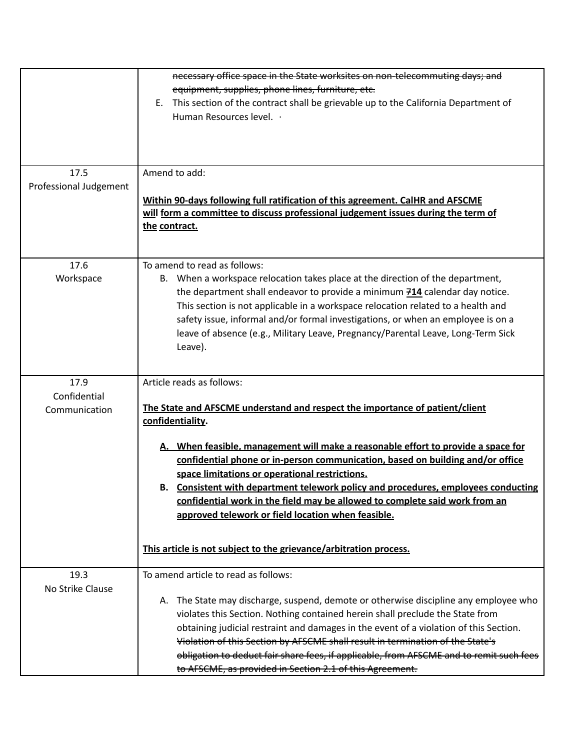| | |
|---|---|
| | ~~necessary office space in the State worksites on non-telecommuting days; and equipment, supplies, phone lines, furniture, etc.~~<br>E. This section of the contract shall be grievable up to the California Department of Human Resources level. · |
| 17.5<br>Professional Judgement | Amend to add:<br><br><u>**Within 90-days following full ratification of this agreement. CalHR and AFSCME will form a committee to discuss professional judgement issues during the term of the contract.**</u> |
| 17.6<br>Workspace | To amend to read as follows:<br>B. When a workspace relocation takes place at the direction of the department, the department shall endeavor to provide a minimum ~~7~~<u>**14**</u> calendar day notice. This section is not applicable in a workspace relocation related to a health and safety issue, informal and/or formal investigations, or when an employee is on a leave of absence (e.g., Military Leave, Pregnancy/Parental Leave, Long-Term Sick Leave). |
| 17.9<br>Confidential Communication | Article reads as follows:<br><br><u>**The State and AFSCME understand and respect the importance of patient/client confidentiality.**</u><br><br><u>**A. When feasible, management will make a reasonable effort to provide a space for confidential phone or in-person communication, based on building and/or office space limitations or operational restrictions.**</u><br><u>**B. Consistent with department telework policy and procedures, employees conducting confidential work in the field may be allowed to complete said work from an approved telework or field location when feasible.**</u><br><br><u>**This article is not subject to the grievance/arbitration process.**</u> |
| 19.3<br>No Strike Clause | To amend article to read as follows:<br><br>A. The State may discharge, suspend, demote or otherwise discipline any employee who violates this Section. Nothing contained herein shall preclude the State from obtaining judicial restraint and damages in the event of a violation of this Section. ~~Violation of this Section by AFSCME shall result in termination of the State's obligation to deduct fair share fees, if applicable, from AFSCME and to remit such fees to AFSCME, as provided in Section 2.1 of this Agreement.~~ |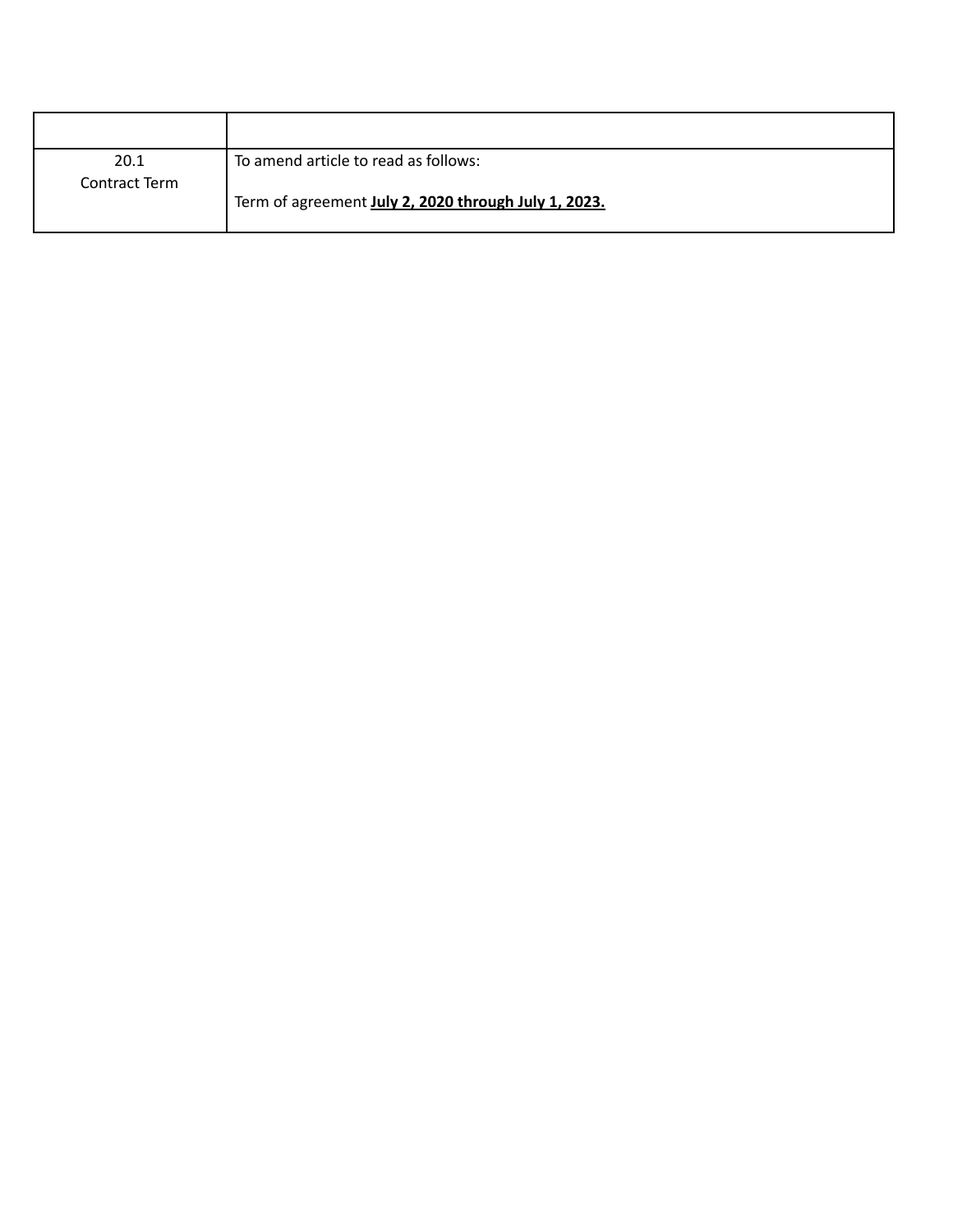| | |
|---|---|
| 20.1<br>Contract Term | To amend article to read as follows:<br><br>Term of agreement **<u>July 2, 2020 through July 1, 2023.</u>** |